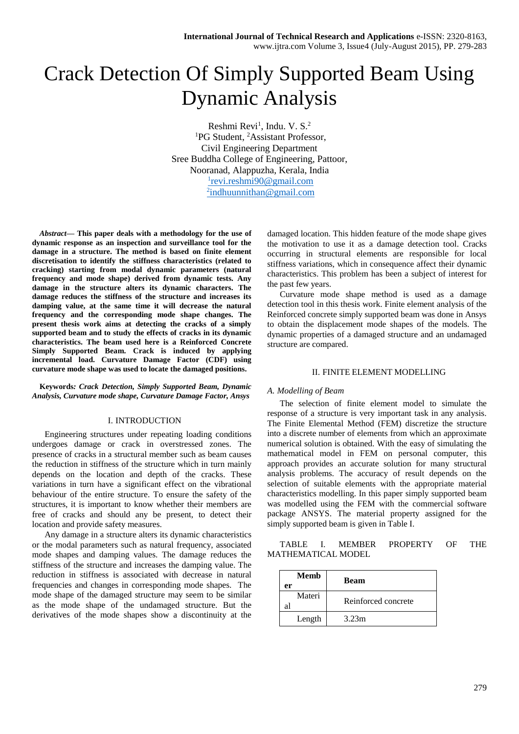# Crack Detection Of Simply Supported Beam Using Dynamic Analysis

Reshmi Revi[1], Indu. V. S.[2]

[1]PG Student, [2]Assistant Professor,
Civil Engineering Department
Sree Buddha College of Engineering, Pattoor,
Nooranad, Alappuzha, Kerala, India
[1]revi.reshmi90@gmail.com
[2]indhuunnithan@gmail.com

***Abstract*— This paper deals with a methodology for the use of dynamic response as an inspection and surveillance tool for the damage in a structure. The method is based on finite element discretisation to identify the stiffness characteristics (related to cracking) starting from modal dynamic parameters (natural frequency and mode shape) derived from dynamic tests. Any damage in the structure alters its dynamic characters. The damage reduces the stiffness of the structure and increases its damping value, at the same time it will decrease the natural frequency and the corresponding mode shape changes. The present thesis work aims at detecting the cracks of a simply supported beam and to study the effects of cracks in its dynamic characteristics. The beam used here is a Reinforced Concrete Simply Supported Beam. Crack is induced by applying incremental load. Curvature Damage Factor (CDF) using curvature mode shape was used to locate the damaged positions.**

**Keywords*: Crack Detection, Simply Supported Beam, Dynamic Analysis, Curvature mode shape, Curvature Damage Factor, Ansys***

## I. INTRODUCTION

Engineering structures under repeating loading conditions undergoes damage or crack in overstressed zones. The presence of cracks in a structural member such as beam causes the reduction in stiffness of the structure which in turn mainly depends on the location and depth of the cracks. These variations in turn have a significant effect on the vibrational behaviour of the entire structure. To ensure the safety of the structures, it is important to know whether their members are free of cracks and should any be present, to detect their location and provide safety measures.

Any damage in a structure alters its dynamic characteristics or the modal parameters such as natural frequency, associated mode shapes and damping values. The damage reduces the stiffness of the structure and increases the damping value. The reduction in stiffness is associated with decrease in natural frequencies and changes in corresponding mode shapes. The mode shape of the damaged structure may seem to be similar as the mode shape of the undamaged structure. But the derivatives of the mode shapes show a discontinuity at the damaged location. This hidden feature of the mode shape gives the motivation to use it as a damage detection tool. Cracks occurring in structural elements are responsible for local stiffness variations, which in consequence affect their dynamic characteristics. This problem has been a subject of interest for the past few years.

Curvature mode shape method is used as a damage detection tool in this thesis work. Finite element analysis of the Reinforced concrete simply supported beam was done in Ansys to obtain the displacement mode shapes of the models. The dynamic properties of a damaged structure and an undamaged structure are compared.

## II. FINITE ELEMENT MODELLING

### *A. Modelling of Beam*

The selection of finite element model to simulate the response of a structure is very important task in any analysis. The Finite Elemental Method (FEM) discretize the structure into a discrete number of elements from which an approximate numerical solution is obtained. With the easy of simulating the mathematical model in FEM on personal computer, this approach provides an accurate solution for many structural analysis problems. The accuracy of result depends on the selection of suitable elements with the appropriate material characteristics modelling. In this paper simply supported beam was modelled using the FEM with the commercial software package ANSYS. The material property assigned for the simply supported beam is given in Table I.

TABLE I. MEMBER PROPERTY OF THE MATHEMATICAL MODEL

| **Member** | **Beam** |
|---|---|
| Material | Reinforced concrete |
| Length | 3.23m |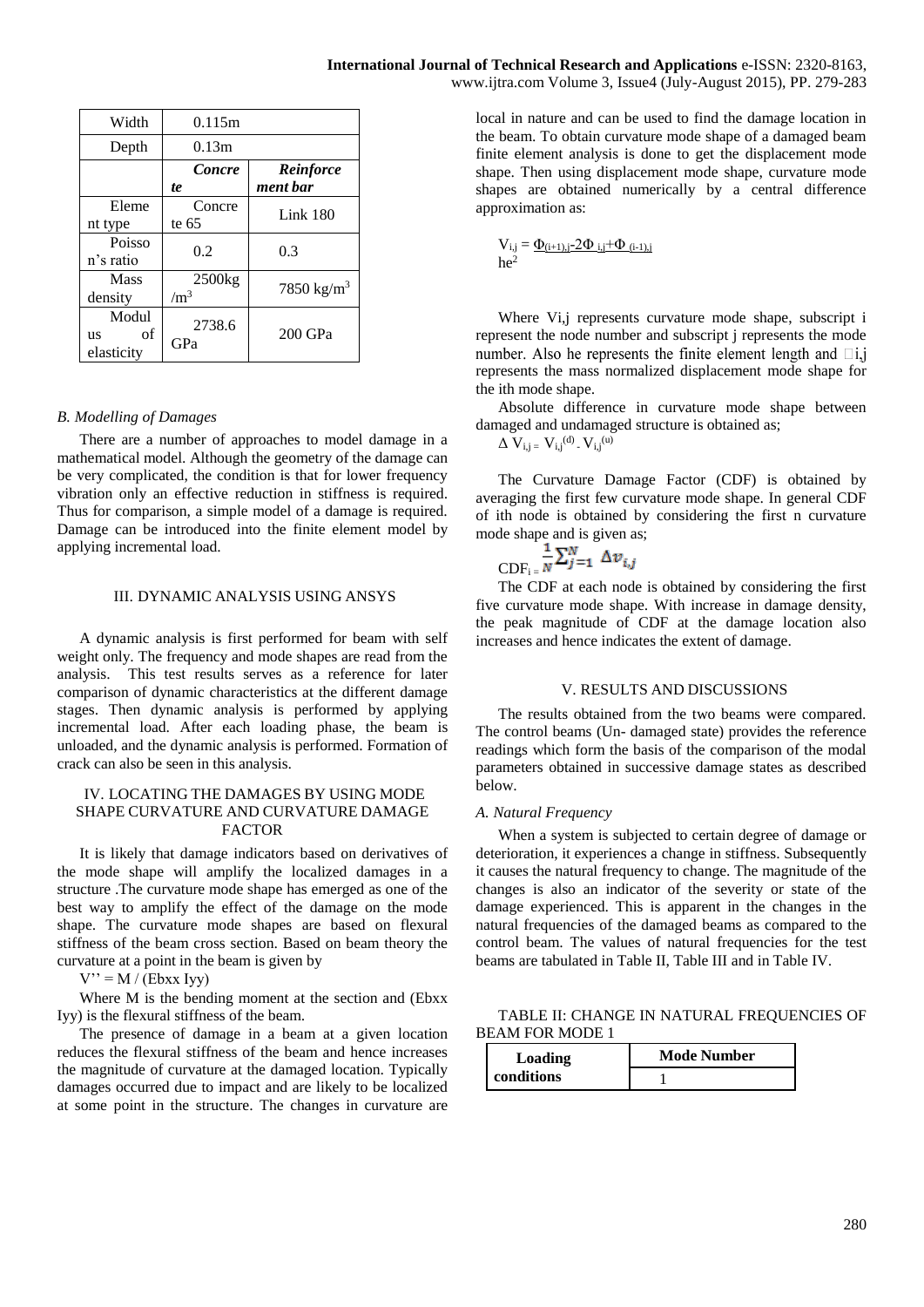| Width | 0.115m | |
|---|---|---|
| Depth | 0.13m | |
| | ***Concrete*** | ***Reinforcement bar*** |
| Element type | Concrete 65 | Link 180 |
| Poisson's ratio | 0.2 | 0.3 |
| Mass density | 2500kg/$m^3$ | 7850 kg/$m^3$ |
| Modulus of elasticity | 2738.6 GPa | 200 GPa |

### *B. Modelling of Damages*

There are a number of approaches to model damage in a mathematical model. Although the geometry of the damage can be very complicated, the condition is that for lower frequency vibration only an effective reduction in stiffness is required. Thus for comparison, a simple model of a damage is required. Damage can be introduced into the finite element model by applying incremental load.

## III. DYNAMIC ANALYSIS USING ANSYS

A dynamic analysis is first performed for beam with self weight only. The frequency and mode shapes are read from the analysis. This test results serves as a reference for later comparison of dynamic characteristics at the different damage stages. Then dynamic analysis is performed by applying incremental load. After each loading phase, the beam is unloaded, and the dynamic analysis is performed. Formation of crack can also be seen in this analysis.

## IV. LOCATING THE DAMAGES BY USING MODE SHAPE CURVATURE AND CURVATURE DAMAGE FACTOR

It is likely that damage indicators based on derivatives of the mode shape will amplify the localized damages in a structure .The curvature mode shape has emerged as one of the best way to amplify the effect of the damage on the mode shape. The curvature mode shapes are based on flexural stiffness of the beam cross section. Based on beam theory the curvature at a point in the beam is given by

$V'' = M / (Ebxx\ Iyy)$

Where M is the bending moment at the section and (Ebxx Iyy) is the flexural stiffness of the beam.

The presence of damage in a beam at a given location reduces the flexural stiffness of the beam and hence increases the magnitude of curvature at the damaged location. Typically damages occurred due to impact and are likely to be localized at some point in the structure. The changes in curvature are local in nature and can be used to find the damage location in the beam. To obtain curvature mode shape of a damaged beam finite element analysis is done to get the displacement mode shape. Then using displacement mode shape, curvature mode shapes are obtained numerically by a central difference approximation as:

$$V_{i,j} = \frac{\Phi_{(i+1),j} - 2\Phi_{i,j} + \Phi_{(i-1),j}}{he^2}$$

Where Vi,j represents curvature mode shape, subscript i represent the node number and subscript j represents the mode number. Also he represents the finite element length and $\Phi_{i,j}$ represents the mass normalized displacement mode shape for the ith mode shape.

Absolute difference in curvature mode shape between damaged and undamaged structure is obtained as;

$$\Delta V_{i,j} = V_{i,j}^{(d)} - V_{i,j}^{(u)}$$

The Curvature Damage Factor (CDF) is obtained by averaging the first few curvature mode shape. In general CDF of ith node is obtained by considering the first n curvature mode shape and is given as;

$$CDF_i = \frac{1}{N}\sum_{j=1}^{N} \Delta v_{i,j}$$

The CDF at each node is obtained by considering the first five curvature mode shape. With increase in damage density, the peak magnitude of CDF at the damage location also increases and hence indicates the extent of damage.

## V. RESULTS AND DISCUSSIONS

The results obtained from the two beams were compared. The control beams (Un- damaged state) provides the reference readings which form the basis of the comparison of the modal parameters obtained in successive damage states as described below.

### *A. Natural Frequency*

When a system is subjected to certain degree of damage or deterioration, it experiences a change in stiffness. Subsequently it causes the natural frequency to change. The magnitude of the changes is also an indicator of the severity or state of the damage experienced. This is apparent in the changes in the natural frequencies of the damaged beams as compared to the control beam. The values of natural frequencies for the test beams are tabulated in Table II, Table III and in Table IV.

TABLE II: CHANGE IN NATURAL FREQUENCIES OF BEAM FOR MODE 1

| **Loading conditions** | **Mode Number** |
|---|---|
| | 1 |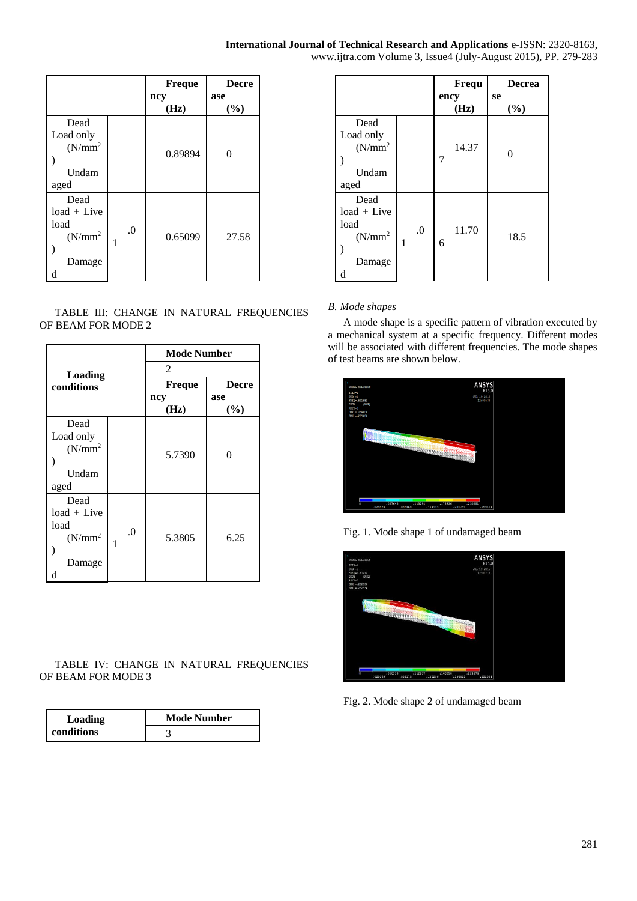| | | Frequency (Hz) | Decrease (%) |
|---|---|---|---|
| Dead Load only (N/mm$^2$) Undamaged | | 0.89894 | 0 |
| Dead load + Live load (N/mm$^2$) Damaged | 1 .0 | 0.65099 | 27.58 |

TABLE III: CHANGE IN NATURAL FREQUENCIES OF BEAM FOR MODE 2

| Loading conditions | | Mode Number | |
|---|---|---|---|
| | | 2 | |
| | | Frequency (Hz) | Decrease (%) |
| Dead Load only (N/mm$^2$) Undamaged | | 5.7390 | 0 |
| Dead load + Live load (N/mm$^2$) Damaged | 1 .0 | 5.3805 | 6.25 |

TABLE IV: CHANGE IN NATURAL FREQUENCIES OF BEAM FOR MODE 3

| Loading conditions | | Mode Number | |
|---|---|---|---|
| | | 3 | |
| | | Frequency (Hz) | Decrease (%) |
| Dead Load only (N/mm$^2$) Undamaged | | 14.377 | 0 |
| Dead load + Live load (N/mm$^2$) Damaged | 1 .0 | 11.706 | 18.5 |

*B. Mode shapes*

A mode shape is a specific pattern of vibration executed by a mechanical system at a specific frequency. Different modes will be associated with different frequencies. The mode shapes of test beams are shown below.

Fig. 1. Mode shape 1 of undamaged beam

Fig. 2. Mode shape 2 of undamaged beam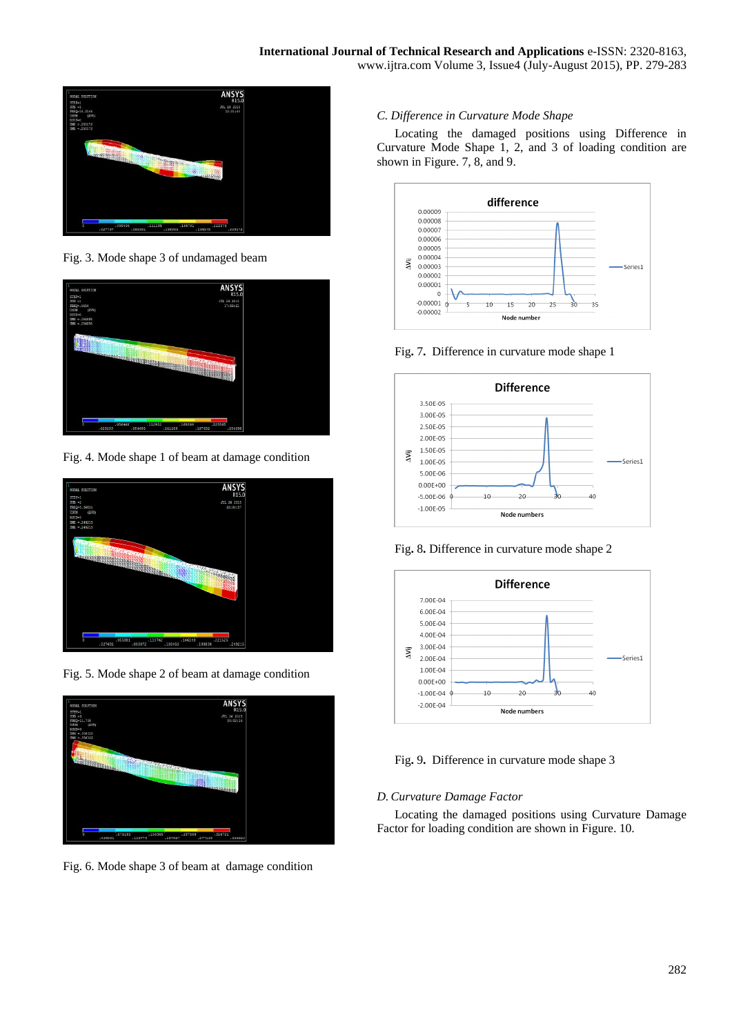Fig. 3. Mode shape 3 of undamaged beam

Fig. 4. Mode shape 1 of beam at damage condition

Fig. 5. Mode shape 2 of beam at damage condition

Fig. 6. Mode shape 3 of beam at damage condition

*C. Difference in Curvature Mode Shape*

Locating the damaged positions using Difference in Curvature Mode Shape 1, 2, and 3 of loading condition are shown in Figure. 7, 8, and 9.

Fig. 7. Difference in curvature mode shape 1

Fig. 8. Difference in curvature mode shape 2

Fig. 9. Difference in curvature mode shape 3

*D. Curvature Damage Factor*

Locating the damaged positions using Curvature Damage Factor for loading condition are shown in Figure. 10.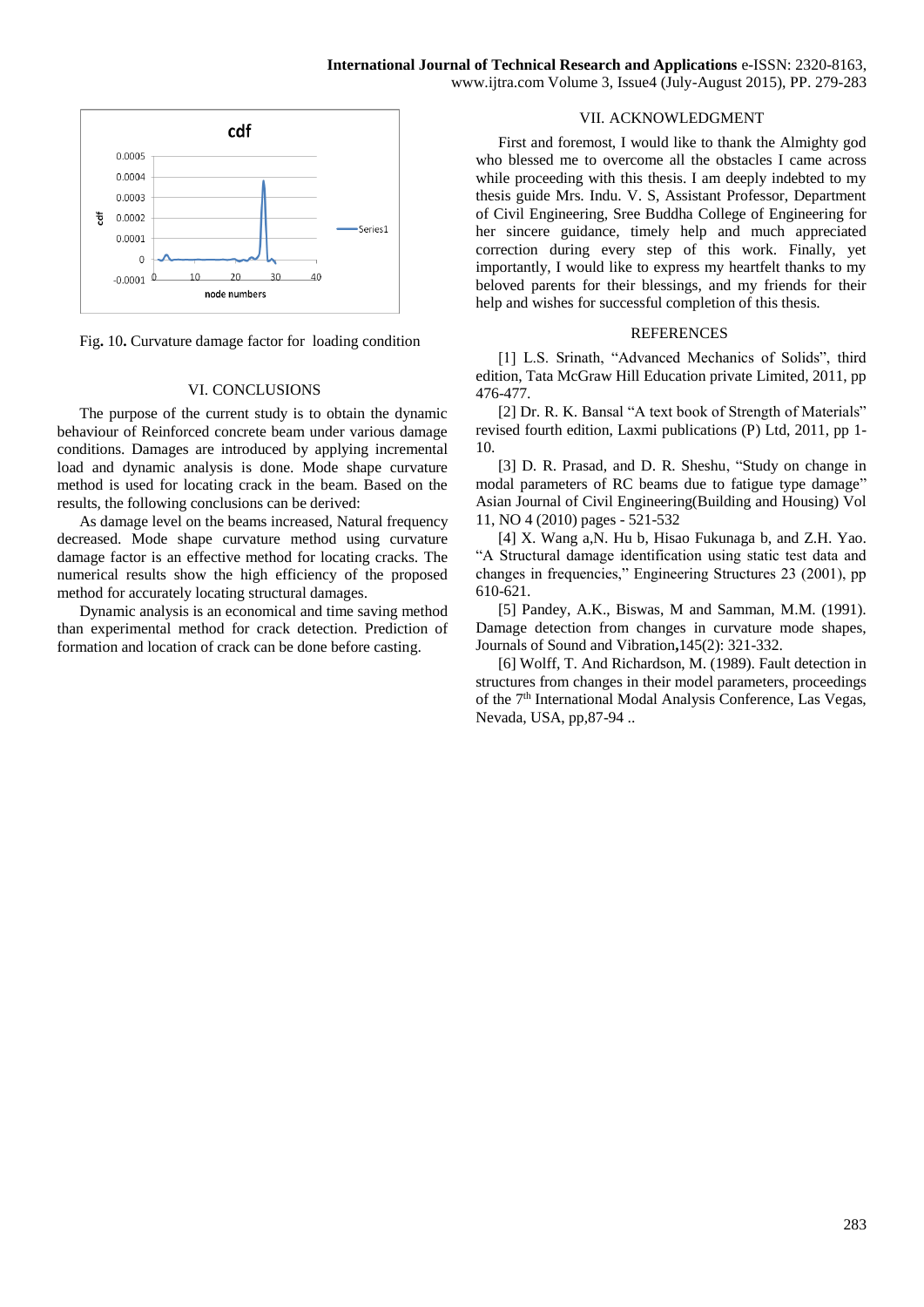cdf

0.0005
0.0004
0.0003
0.0002
0.0001
0
-0.0001

cdf

0 10 20 30 40

node numbers

Series1

Fig. 10. Curvature damage factor for loading condition

## VI. CONCLUSIONS

The purpose of the current study is to obtain the dynamic behaviour of Reinforced concrete beam under various damage conditions. Damages are introduced by applying incremental load and dynamic analysis is done. Mode shape curvature method is used for locating crack in the beam. Based on the results, the following conclusions can be derived:

As damage level on the beams increased, Natural frequency decreased. Mode shape curvature method using curvature damage factor is an effective method for locating cracks. The numerical results show the high efficiency of the proposed method for accurately locating structural damages.

Dynamic analysis is an economical and time saving method than experimental method for crack detection. Prediction of formation and location of crack can be done before casting.

## VII. ACKNOWLEDGMENT

First and foremost, I would like to thank the Almighty god who blessed me to overcome all the obstacles I came across while proceeding with this thesis. I am deeply indebted to my thesis guide Mrs. Indu. V. S, Assistant Professor, Department of Civil Engineering, Sree Buddha College of Engineering for her sincere guidance, timely help and much appreciated correction during every step of this work. Finally, yet importantly, I would like to express my heartfelt thanks to my beloved parents for their blessings, and my friends for their help and wishes for successful completion of this thesis.

## REFERENCES

[1] L.S. Srinath, "Advanced Mechanics of Solids", third edition, Tata McGraw Hill Education private Limited, 2011, pp 476-477.

[2] Dr. R. K. Bansal "A text book of Strength of Materials" revised fourth edition, Laxmi publications (P) Ltd, 2011, pp 1-10.

[3] D. R. Prasad, and D. R. Sheshu, "Study on change in modal parameters of RC beams due to fatigue type damage" Asian Journal of Civil Engineering(Building and Housing) Vol 11, NO 4 (2010) pages - 521-532

[4] X. Wang a,N. Hu b, Hisao Fukunaga b, and Z.H. Yao. "A Structural damage identification using static test data and changes in frequencies," Engineering Structures 23 (2001), pp 610-621.

[5] Pandey, A.K., Biswas, M and Samman, M.M. (1991). Damage detection from changes in curvature mode shapes, Journals of Sound and Vibration**,**145(2): 321-332.

[6] Wolff, T. And Richardson, M. (1989). Fault detection in structures from changes in their model parameters, proceedings of the 7th International Modal Analysis Conference, Las Vegas, Nevada, USA, pp,87-94 ..